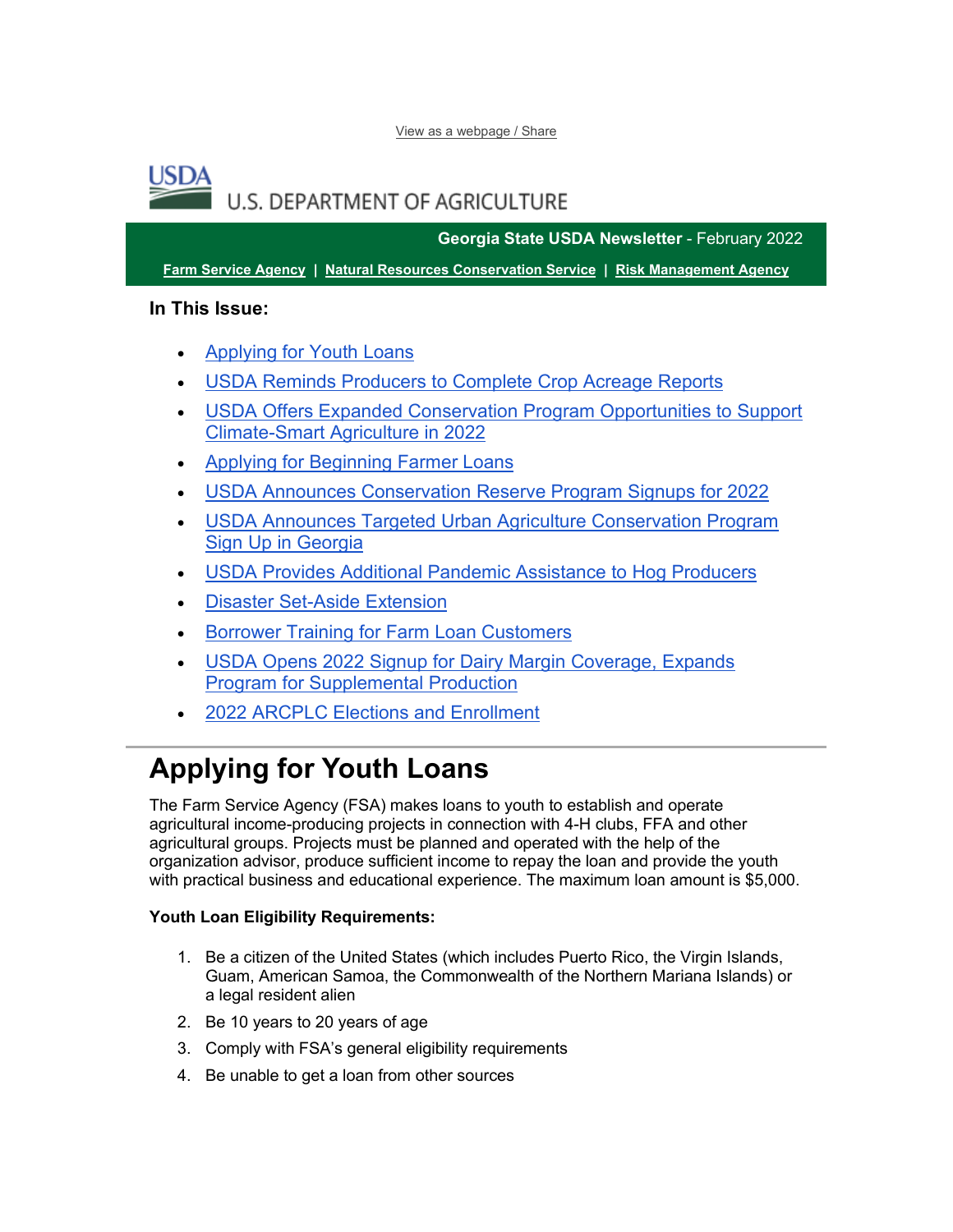View as a webpage / Share

U.S. DEPARTMENT OF AGRICULTURE

**Georgia State USDA Newsletter** - February 2022

**Farm Service Agency** | **Natural Resources Conservation Service** | **Risk Management Agency**

**In This Issue:**

- Applying for Youth Loans
- USDA Reminds Producers to Complete Crop Acreage Reports
- USDA Offers Expanded Conservation Program Opportunities to Support Climate-Smart Agriculture in 2022
- Applying for Beginning Farmer Loans
- USDA Announces Conservation Reserve Program Signups for 2022
- USDA Announces Targeted Urban Agriculture Conservation Program Sign Up in Georgia
- USDA Provides Additional Pandemic Assistance to Hog Producers
- Disaster Set-Aside Extension
- Borrower Training for Farm Loan Customers
- USDA Opens 2022 Signup for Dairy Margin Coverage, Expands Program for Supplemental Production
- 2022 ARCPLC Elections and Enrollment

# Applying for Youth Loans

The Farm Service Agency (FSA) makes loans to youth to establish and operate agricultural income-producing projects in connection with 4-H clubs, FFA and other agricultural groups. Projects must be planned and operated with the help of the organization advisor, produce sufficient income to repay the loan and provide the youth with practical business and educational experience. The maximum loan amount is $5,000.

**Youth Loan Eligibility Requirements:**

1. Be a citizen of the United States (which includes Puerto Rico, the Virgin Islands, Guam, American Samoa, the Commonwealth of the Northern Mariana Islands) or a legal resident alien
2. Be 10 years to 20 years of age
3. Comply with FSA's general eligibility requirements
4. Be unable to get a loan from other sources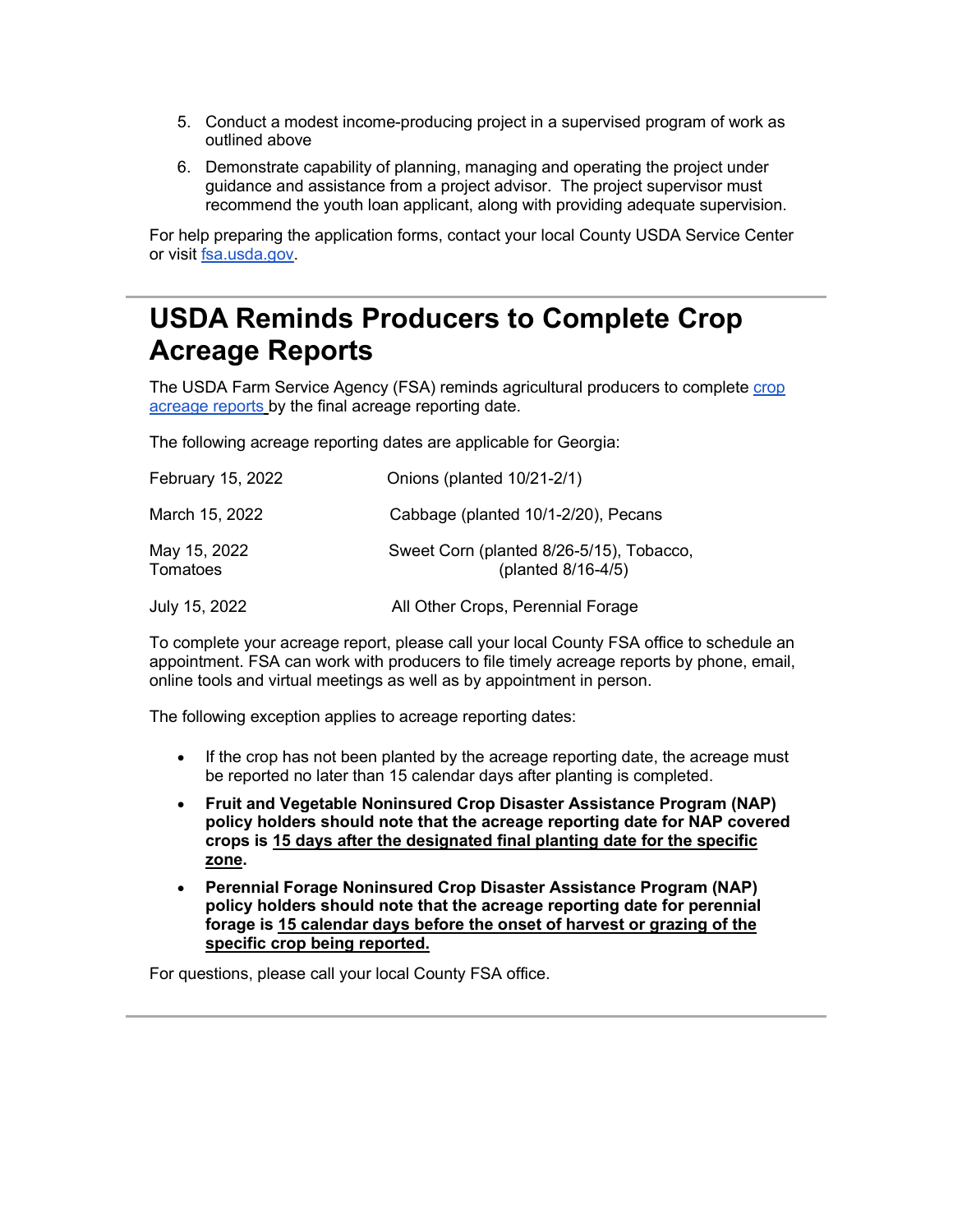5. Conduct a modest income-producing project in a supervised program of work as outlined above
6. Demonstrate capability of planning, managing and operating the project under guidance and assistance from a project advisor. The project supervisor must recommend the youth loan applicant, along with providing adequate supervision.

For help preparing the application forms, contact your local County USDA Service Center or visit [fsa.usda.gov](https://fsa.usda.gov).

---

# USDA Reminds Producers to Complete Crop Acreage Reports

The USDA Farm Service Agency (FSA) reminds agricultural producers to complete [crop acreage reports](#) by the final acreage reporting date.

The following acreage reporting dates are applicable for Georgia:

| Date | Crops |
| --- | --- |
| February 15, 2022 | Onions (planted 10/21-2/1) |
| March 15, 2022 | Cabbage (planted 10/1-2/20), Pecans |
| May 15, 2022 | Sweet Corn (planted 8/26-5/15), Tobacco, Tomatoes (planted 8/16-4/5) |
| July 15, 2022 | All Other Crops, Perennial Forage |

To complete your acreage report, please call your local County FSA office to schedule an appointment. FSA can work with producers to file timely acreage reports by phone, email, online tools and virtual meetings as well as by appointment in person.

The following exception applies to acreage reporting dates:

- If the crop has not been planted by the acreage reporting date, the acreage must be reported no later than 15 calendar days after planting is completed.
- **Fruit and Vegetable Noninsured Crop Disaster Assistance Program (NAP) policy holders should note that the acreage reporting date for NAP covered crops is 15 days after the designated final planting date for the specific zone.**
- **Perennial Forage Noninsured Crop Disaster Assistance Program (NAP) policy holders should note that the acreage reporting date for perennial forage is 15 calendar days before the onset of harvest or grazing of the specific crop being reported.**

For questions, please call your local County FSA office.

---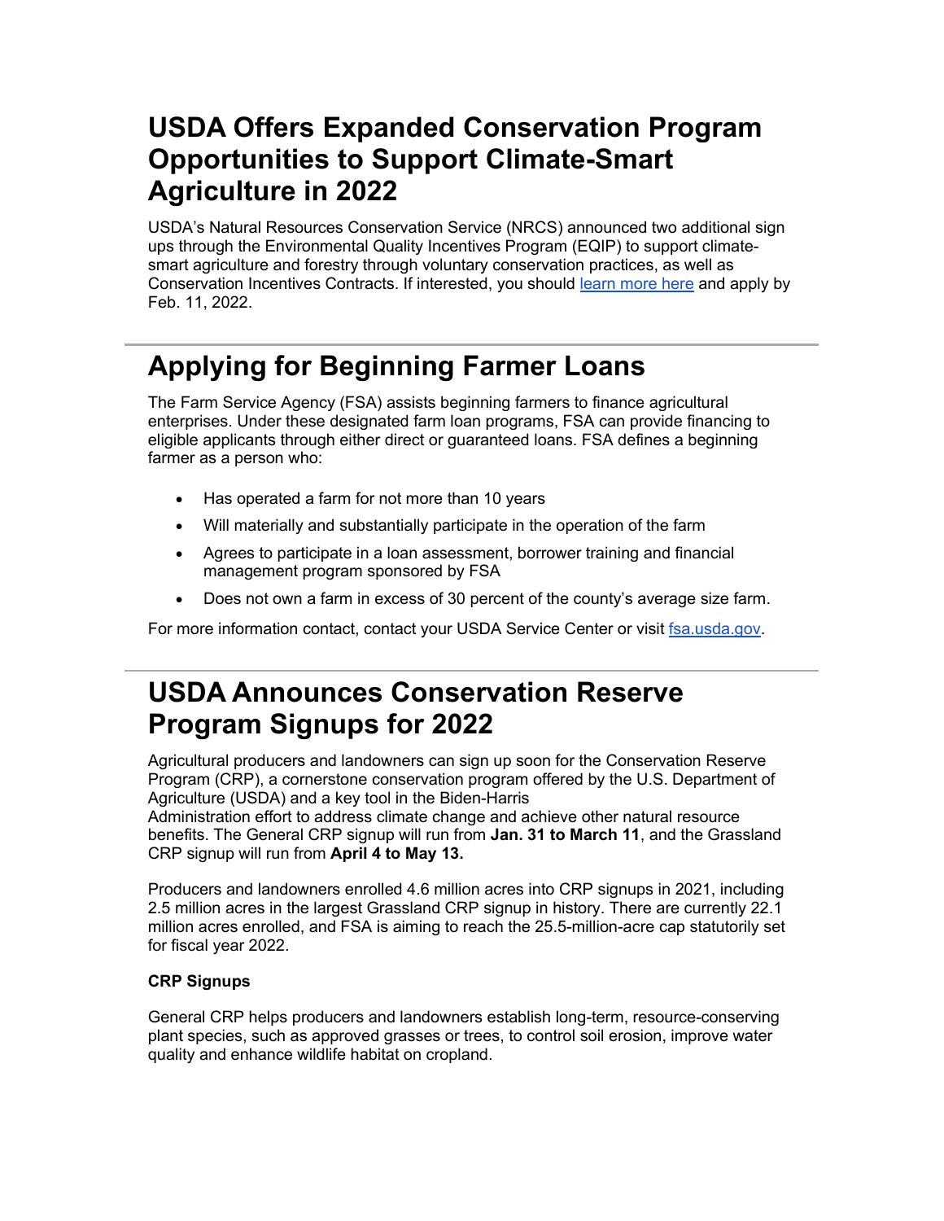# USDA Offers Expanded Conservation Program Opportunities to Support Climate-Smart Agriculture in 2022

USDA's Natural Resources Conservation Service (NRCS) announced two additional sign ups through the Environmental Quality Incentives Program (EQIP) to support climate-smart agriculture and forestry through voluntary conservation practices, as well as Conservation Incentives Contracts. If interested, you should learn more here and apply by Feb. 11, 2022.

---

# Applying for Beginning Farmer Loans

The Farm Service Agency (FSA) assists beginning farmers to finance agricultural enterprises. Under these designated farm loan programs, FSA can provide financing to eligible applicants through either direct or guaranteed loans. FSA defines a beginning farmer as a person who:

- Has operated a farm for not more than 10 years
- Will materially and substantially participate in the operation of the farm
- Agrees to participate in a loan assessment, borrower training and financial management program sponsored by FSA
- Does not own a farm in excess of 30 percent of the county's average size farm.

For more information contact, contact your USDA Service Center or visit fsa.usda.gov.

---

# USDA Announces Conservation Reserve Program Signups for 2022

Agricultural producers and landowners can sign up soon for the Conservation Reserve Program (CRP), a cornerstone conservation program offered by the U.S. Department of Agriculture (USDA) and a key tool in the Biden-Harris Administration effort to address climate change and achieve other natural resource benefits. The General CRP signup will run from **Jan. 31 to March 11**, and the Grassland CRP signup will run from **April 4 to May 13.**

Producers and landowners enrolled 4.6 million acres into CRP signups in 2021, including 2.5 million acres in the largest Grassland CRP signup in history. There are currently 22.1 million acres enrolled, and FSA is aiming to reach the 25.5-million-acre cap statutorily set for fiscal year 2022.

**CRP Signups**

General CRP helps producers and landowners establish long-term, resource-conserving plant species, such as approved grasses or trees, to control soil erosion, improve water quality and enhance wildlife habitat on cropland.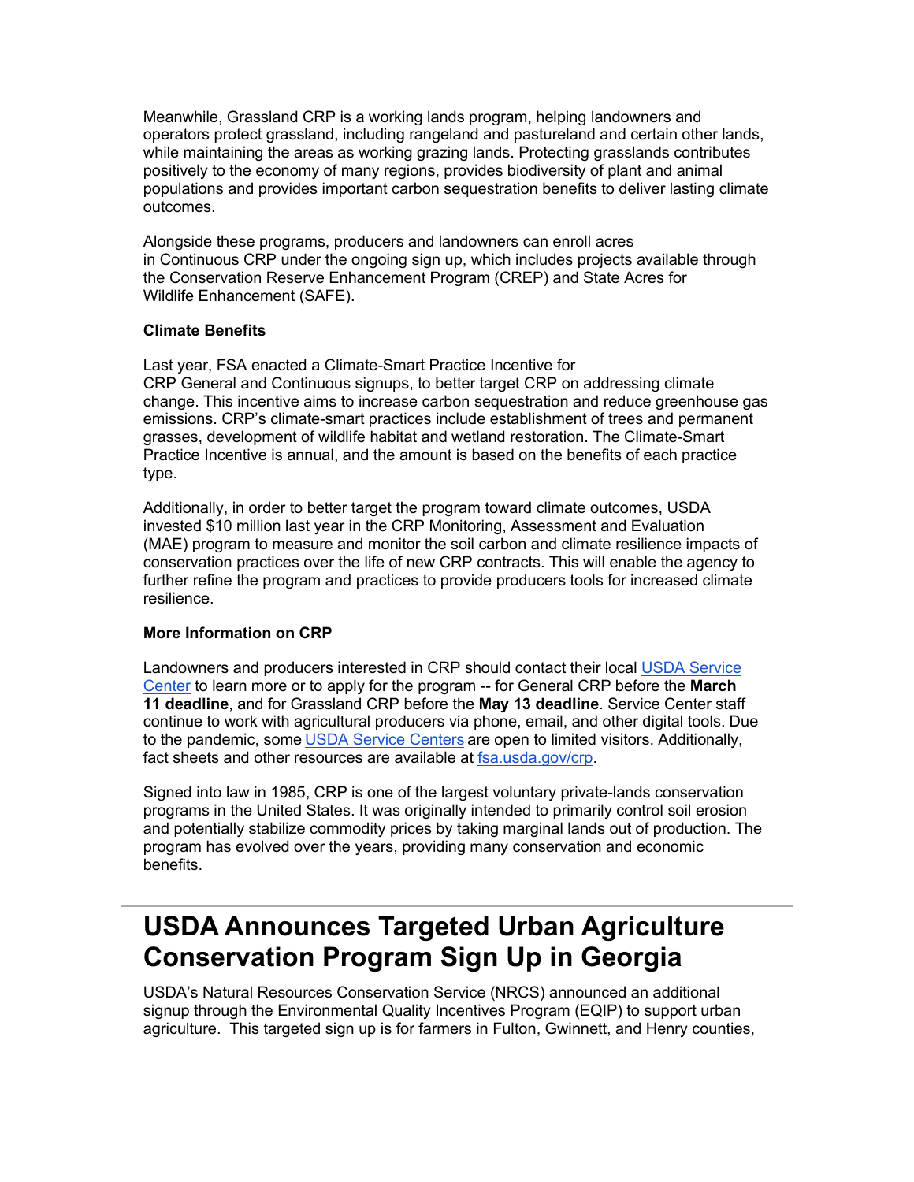Meanwhile, Grassland CRP is a working lands program, helping landowners and operators protect grassland, including rangeland and pastureland and certain other lands, while maintaining the areas as working grazing lands. Protecting grasslands contributes positively to the economy of many regions, provides biodiversity of plant and animal populations and provides important carbon sequestration benefits to deliver lasting climate outcomes.

Alongside these programs, producers and landowners can enroll acres in Continuous CRP under the ongoing sign up, which includes projects available through the Conservation Reserve Enhancement Program (CREP) and State Acres for Wildlife Enhancement (SAFE).

**Climate Benefits**

Last year, FSA enacted a Climate-Smart Practice Incentive for CRP General and Continuous signups, to better target CRP on addressing climate change. This incentive aims to increase carbon sequestration and reduce greenhouse gas emissions. CRP's climate-smart practices include establishment of trees and permanent grasses, development of wildlife habitat and wetland restoration. The Climate-Smart Practice Incentive is annual, and the amount is based on the benefits of each practice type.

Additionally, in order to better target the program toward climate outcomes, USDA invested $10 million last year in the CRP Monitoring, Assessment and Evaluation (MAE) program to measure and monitor the soil carbon and climate resilience impacts of conservation practices over the life of new CRP contracts. This will enable the agency to further refine the program and practices to provide producers tools for increased climate resilience.

**More Information on CRP**

Landowners and producers interested in CRP should contact their local [USDA Service Center](#) to learn more or to apply for the program -- for General CRP before the **March 11 deadline**, and for Grassland CRP before the **May 13 deadline**. Service Center staff continue to work with agricultural producers via phone, email, and other digital tools. Due to the pandemic, some [USDA Service Centers](#) are open to limited visitors. Additionally, fact sheets and other resources are available at [fsa.usda.gov/crp](#).

Signed into law in 1985, CRP is one of the largest voluntary private-lands conservation programs in the United States. It was originally intended to primarily control soil erosion and potentially stabilize commodity prices by taking marginal lands out of production. The program has evolved over the years, providing many conservation and economic benefits.

---

# USDA Announces Targeted Urban Agriculture Conservation Program Sign Up in Georgia

USDA's Natural Resources Conservation Service (NRCS) announced an additional signup through the Environmental Quality Incentives Program (EQIP) to support urban agriculture. This targeted sign up is for farmers in Fulton, Gwinnett, and Henry counties,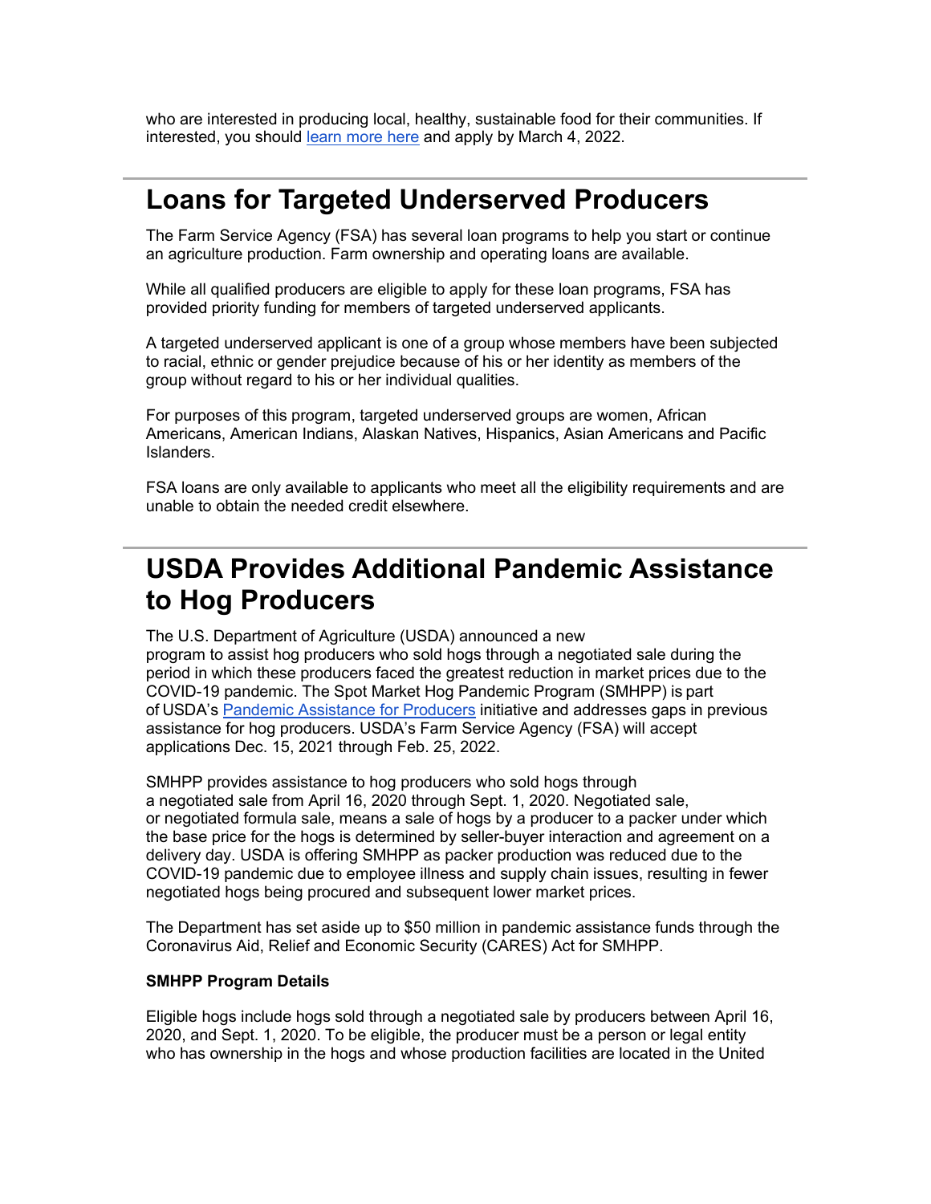who are interested in producing local, healthy, sustainable food for their communities. If interested, you should [learn more here](#) and apply by March 4, 2022.

---

# Loans for Targeted Underserved Producers

The Farm Service Agency (FSA) has several loan programs to help you start or continue an agriculture production. Farm ownership and operating loans are available.

While all qualified producers are eligible to apply for these loan programs, FSA has provided priority funding for members of targeted underserved applicants.

A targeted underserved applicant is one of a group whose members have been subjected to racial, ethnic or gender prejudice because of his or her identity as members of the group without regard to his or her individual qualities.

For purposes of this program, targeted underserved groups are women, African Americans, American Indians, Alaskan Natives, Hispanics, Asian Americans and Pacific Islanders.

FSA loans are only available to applicants who meet all the eligibility requirements and are unable to obtain the needed credit elsewhere.

---

# USDA Provides Additional Pandemic Assistance to Hog Producers

The U.S. Department of Agriculture (USDA) announced a new program to assist hog producers who sold hogs through a negotiated sale during the period in which these producers faced the greatest reduction in market prices due to the COVID-19 pandemic. The Spot Market Hog Pandemic Program (SMHPP) is part of USDA's [Pandemic Assistance for Producers](#) initiative and addresses gaps in previous assistance for hog producers. USDA's Farm Service Agency (FSA) will accept applications Dec. 15, 2021 through Feb. 25, 2022.

SMHPP provides assistance to hog producers who sold hogs through a negotiated sale from April 16, 2020 through Sept. 1, 2020. Negotiated sale, or negotiated formula sale, means a sale of hogs by a producer to a packer under which the base price for the hogs is determined by seller-buyer interaction and agreement on a delivery day. USDA is offering SMHPP as packer production was reduced due to the COVID-19 pandemic due to employee illness and supply chain issues, resulting in fewer negotiated hogs being procured and subsequent lower market prices.

The Department has set aside up to $50 million in pandemic assistance funds through the Coronavirus Aid, Relief and Economic Security (CARES) Act for SMHPP.

**SMHPP Program Details**

Eligible hogs include hogs sold through a negotiated sale by producers between April 16, 2020, and Sept. 1, 2020. To be eligible, the producer must be a person or legal entity who has ownership in the hogs and whose production facilities are located in the United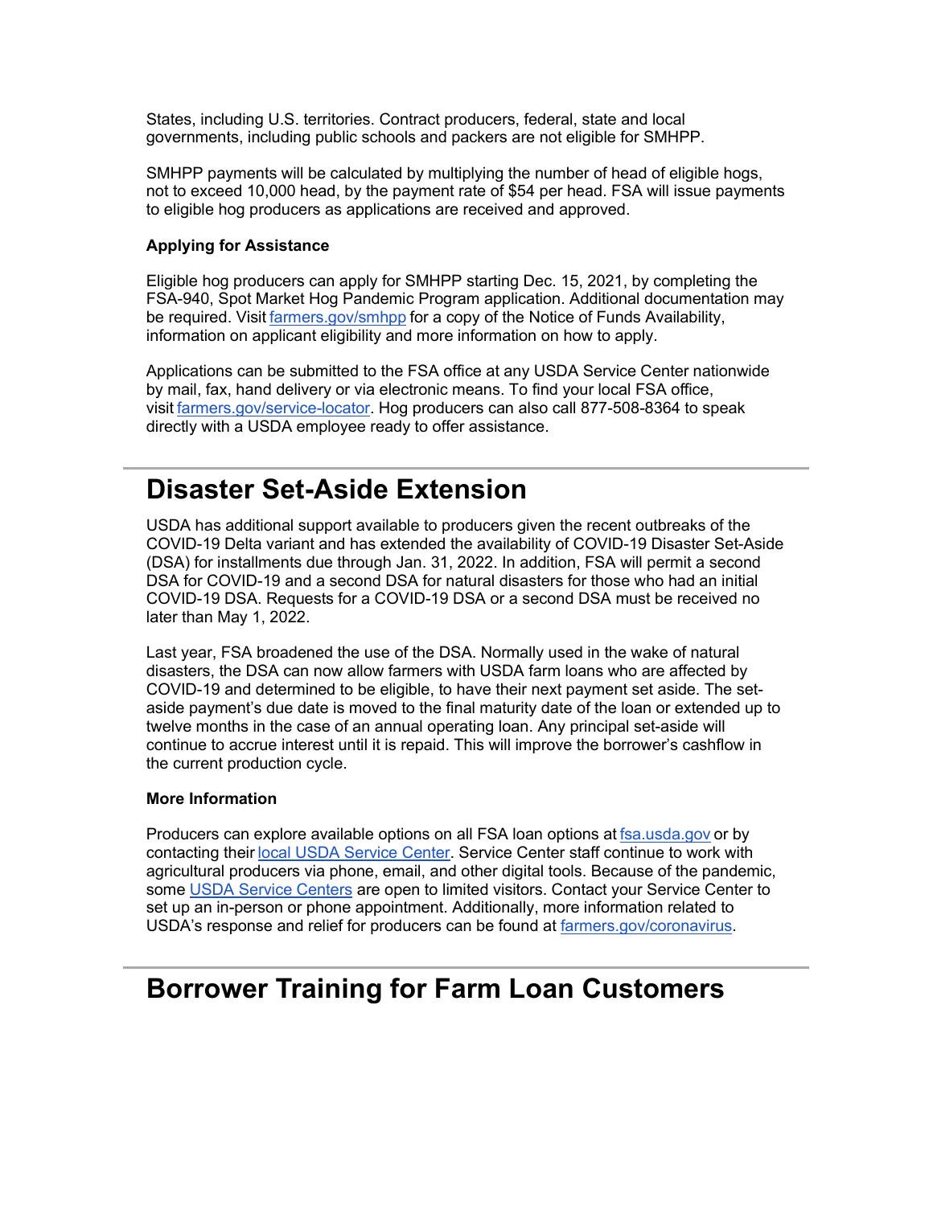States, including U.S. territories. Contract producers, federal, state and local governments, including public schools and packers are not eligible for SMHPP.

SMHPP payments will be calculated by multiplying the number of head of eligible hogs, not to exceed 10,000 head, by the payment rate of $54 per head. FSA will issue payments to eligible hog producers as applications are received and approved.

**Applying for Assistance**

Eligible hog producers can apply for SMHPP starting Dec. 15, 2021, by completing the FSA-940, Spot Market Hog Pandemic Program application. Additional documentation may be required. Visit [farmers.gov/smhpp](farmers.gov/smhpp) for a copy of the Notice of Funds Availability, information on applicant eligibility and more information on how to apply.

Applications can be submitted to the FSA office at any USDA Service Center nationwide by mail, fax, hand delivery or via electronic means. To find your local FSA office, visit [farmers.gov/service-locator](farmers.gov/service-locator). Hog producers can also call 877-508-8364 to speak directly with a USDA employee ready to offer assistance.

# Disaster Set-Aside Extension

USDA has additional support available to producers given the recent outbreaks of the COVID-19 Delta variant and has extended the availability of COVID-19 Disaster Set-Aside (DSA) for installments due through Jan. 31, 2022. In addition, FSA will permit a second DSA for COVID-19 and a second DSA for natural disasters for those who had an initial COVID-19 DSA. Requests for a COVID-19 DSA or a second DSA must be received no later than May 1, 2022.

Last year, FSA broadened the use of the DSA. Normally used in the wake of natural disasters, the DSA can now allow farmers with USDA farm loans who are affected by COVID-19 and determined to be eligible, to have their next payment set aside. The set-aside payment's due date is moved to the final maturity date of the loan or extended up to twelve months in the case of an annual operating loan. Any principal set-aside will continue to accrue interest until it is repaid. This will improve the borrower's cashflow in the current production cycle.

**More Information**

Producers can explore available options on all FSA loan options at [fsa.usda.gov](fsa.usda.gov) or by contacting their [local USDA Service Center](). Service Center staff continue to work with agricultural producers via phone, email, and other digital tools. Because of the pandemic, some [USDA Service Centers]() are open to limited visitors. Contact your Service Center to set up an in-person or phone appointment. Additionally, more information related to USDA's response and relief for producers can be found at [farmers.gov/coronavirus](farmers.gov/coronavirus).

# Borrower Training for Farm Loan Customers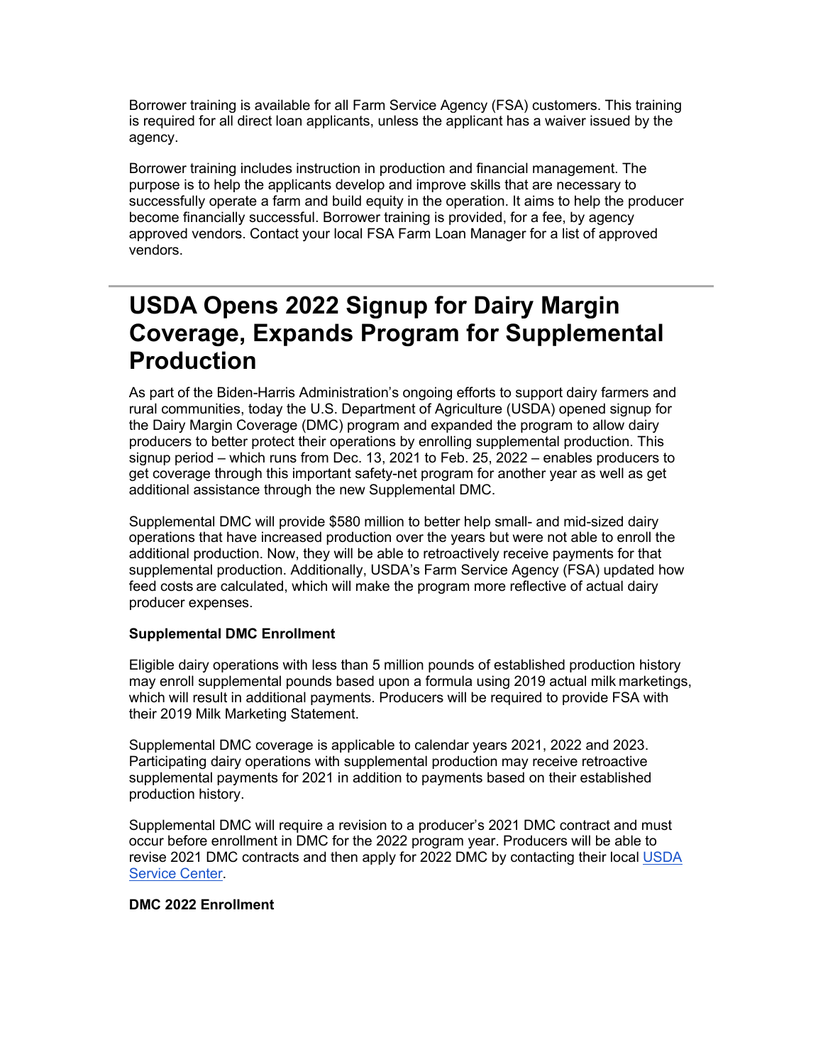Borrower training is available for all Farm Service Agency (FSA) customers. This training is required for all direct loan applicants, unless the applicant has a waiver issued by the agency.

Borrower training includes instruction in production and financial management. The purpose is to help the applicants develop and improve skills that are necessary to successfully operate a farm and build equity in the operation. It aims to help the producer become financially successful. Borrower training is provided, for a fee, by agency approved vendors. Contact your local FSA Farm Loan Manager for a list of approved vendors.

---

# USDA Opens 2022 Signup for Dairy Margin Coverage, Expands Program for Supplemental Production

As part of the Biden-Harris Administration's ongoing efforts to support dairy farmers and rural communities, today the U.S. Department of Agriculture (USDA) opened signup for the Dairy Margin Coverage (DMC) program and expanded the program to allow dairy producers to better protect their operations by enrolling supplemental production. This signup period – which runs from Dec. 13, 2021 to Feb. 25, 2022 – enables producers to get coverage through this important safety-net program for another year as well as get additional assistance through the new Supplemental DMC.

Supplemental DMC will provide $580 million to better help small- and mid-sized dairy operations that have increased production over the years but were not able to enroll the additional production. Now, they will be able to retroactively receive payments for that supplemental production. Additionally, USDA's Farm Service Agency (FSA) updated how feed costs are calculated, which will make the program more reflective of actual dairy producer expenses.

**Supplemental DMC Enrollment**

Eligible dairy operations with less than 5 million pounds of established production history may enroll supplemental pounds based upon a formula using 2019 actual milk marketings, which will result in additional payments. Producers will be required to provide FSA with their 2019 Milk Marketing Statement.

Supplemental DMC coverage is applicable to calendar years 2021, 2022 and 2023. Participating dairy operations with supplemental production may receive retroactive supplemental payments for 2021 in addition to payments based on their established production history.

Supplemental DMC will require a revision to a producer's 2021 DMC contract and must occur before enrollment in DMC for the 2022 program year. Producers will be able to revise 2021 DMC contracts and then apply for 2022 DMC by contacting their local USDA Service Center.

**DMC 2022 Enrollment**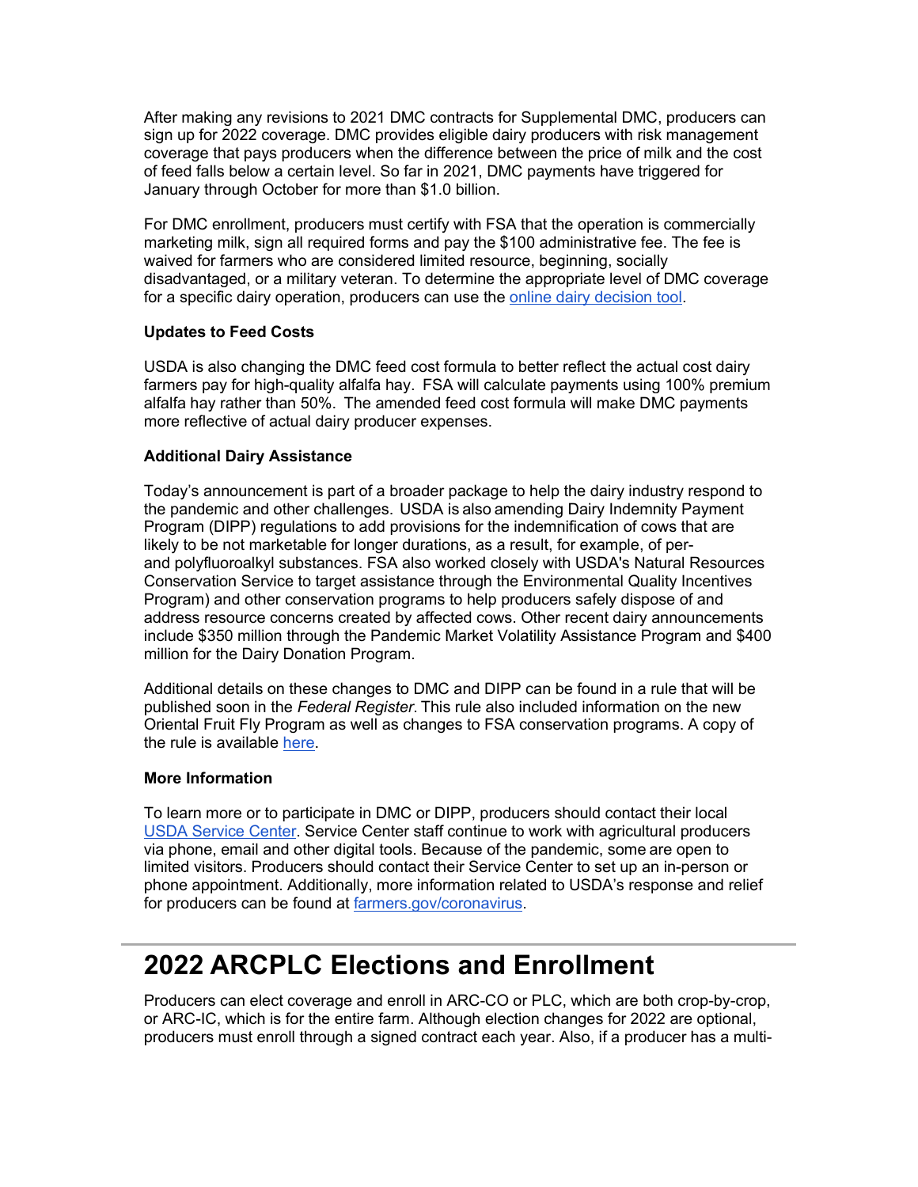After making any revisions to 2021 DMC contracts for Supplemental DMC, producers can sign up for 2022 coverage. DMC provides eligible dairy producers with risk management coverage that pays producers when the difference between the price of milk and the cost of feed falls below a certain level. So far in 2021, DMC payments have triggered for January through October for more than $1.0 billion.

For DMC enrollment, producers must certify with FSA that the operation is commercially marketing milk, sign all required forms and pay the $100 administrative fee. The fee is waived for farmers who are considered limited resource, beginning, socially disadvantaged, or a military veteran. To determine the appropriate level of DMC coverage for a specific dairy operation, producers can use the [online dairy decision tool](https://www.fsa.usda.gov/programs-and-services/dairy-margin-coverage-program/index).

**Updates to Feed Costs**

USDA is also changing the DMC feed cost formula to better reflect the actual cost dairy farmers pay for high-quality alfalfa hay. FSA will calculate payments using 100% premium alfalfa hay rather than 50%. The amended feed cost formula will make DMC payments more reflective of actual dairy producer expenses.

**Additional Dairy Assistance**

Today's announcement is part of a broader package to help the dairy industry respond to the pandemic and other challenges. USDA is also amending Dairy Indemnity Payment Program (DIPP) regulations to add provisions for the indemnification of cows that are likely to be not marketable for longer durations, as a result, for example, of per- and polyfluoroalkyl substances. FSA also worked closely with USDA's Natural Resources Conservation Service to target assistance through the Environmental Quality Incentives Program) and other conservation programs to help producers safely dispose of and address resource concerns created by affected cows. Other recent dairy announcements include $350 million through the Pandemic Market Volatility Assistance Program and $400 million for the Dairy Donation Program.

Additional details on these changes to DMC and DIPP can be found in a rule that will be published soon in the *Federal Register*. This rule also included information on the new Oriental Fruit Fly Program as well as changes to FSA conservation programs. A copy of the rule is available here.

**More Information**

To learn more or to participate in DMC or DIPP, producers should contact their local USDA Service Center. Service Center staff continue to work with agricultural producers via phone, email and other digital tools. Because of the pandemic, some are open to limited visitors. Producers should contact their Service Center to set up an in-person or phone appointment. Additionally, more information related to USDA's response and relief for producers can be found at farmers.gov/coronavirus.

# 2022 ARCPLC Elections and Enrollment

Producers can elect coverage and enroll in ARC-CO or PLC, which are both crop-by-crop, or ARC-IC, which is for the entire farm. Although election changes for 2022 are optional, producers must enroll through a signed contract each year. Also, if a producer has a multi-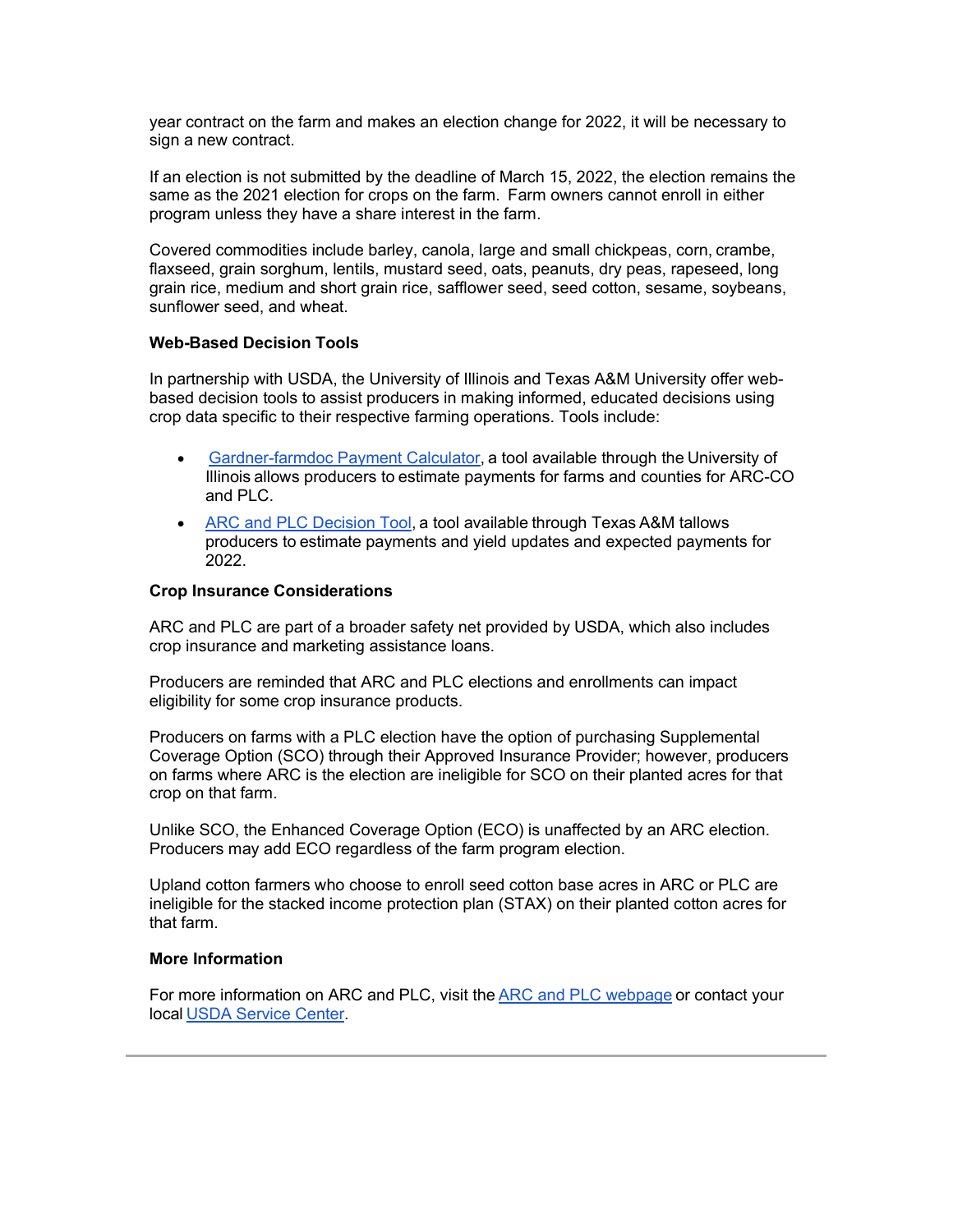year contract on the farm and makes an election change for 2022, it will be necessary to sign a new contract.

If an election is not submitted by the deadline of March 15, 2022, the election remains the same as the 2021 election for crops on the farm. Farm owners cannot enroll in either program unless they have a share interest in the farm.

Covered commodities include barley, canola, large and small chickpeas, corn, crambe, flaxseed, grain sorghum, lentils, mustard seed, oats, peanuts, dry peas, rapeseed, long grain rice, medium and short grain rice, safflower seed, seed cotton, sesame, soybeans, sunflower seed, and wheat.

**Web-Based Decision Tools**

In partnership with USDA, the University of Illinois and Texas A&M University offer web-based decision tools to assist producers in making informed, educated decisions using crop data specific to their respective farming operations. Tools include:

- Gardner-farmdoc Payment Calculator, a tool available through the University of Illinois allows producers to estimate payments for farms and counties for ARC-CO and PLC.
- ARC and PLC Decision Tool, a tool available through Texas A&M tallows producers to estimate payments and yield updates and expected payments for 2022.

**Crop Insurance Considerations**

ARC and PLC are part of a broader safety net provided by USDA, which also includes crop insurance and marketing assistance loans.

Producers are reminded that ARC and PLC elections and enrollments can impact eligibility for some crop insurance products.

Producers on farms with a PLC election have the option of purchasing Supplemental Coverage Option (SCO) through their Approved Insurance Provider; however, producers on farms where ARC is the election are ineligible for SCO on their planted acres for that crop on that farm.

Unlike SCO, the Enhanced Coverage Option (ECO) is unaffected by an ARC election. Producers may add ECO regardless of the farm program election.

Upland cotton farmers who choose to enroll seed cotton base acres in ARC or PLC are ineligible for the stacked income protection plan (STAX) on their planted cotton acres for that farm.

**More Information**

For more information on ARC and PLC, visit the ARC and PLC webpage or contact your local USDA Service Center.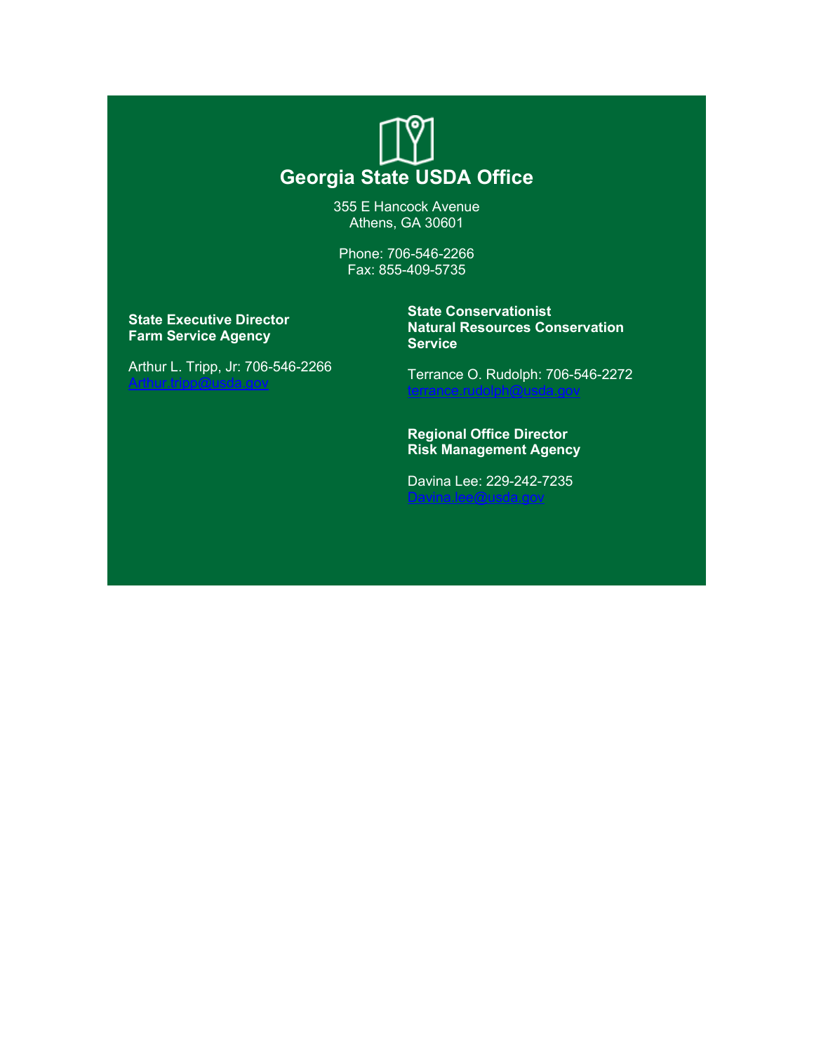# Georgia State USDA Office

355 E Hancock Avenue
Athens, GA 30601

Phone: 706-546-2266
Fax: 855-409-5735

**State Executive Director**
**Farm Service Agency**

Arthur L. Tripp, Jr: 706-546-2266
Arthur.tripp@usda.gov

**State Conservationist**
**Natural Resources Conservation Service**

Terrance O. Rudolph: 706-546-2272
terrance.rudolph@usda.gov

**Regional Office Director**
**Risk Management Agency**

Davina Lee: 229-242-7235
Davina.lee@usda.gov